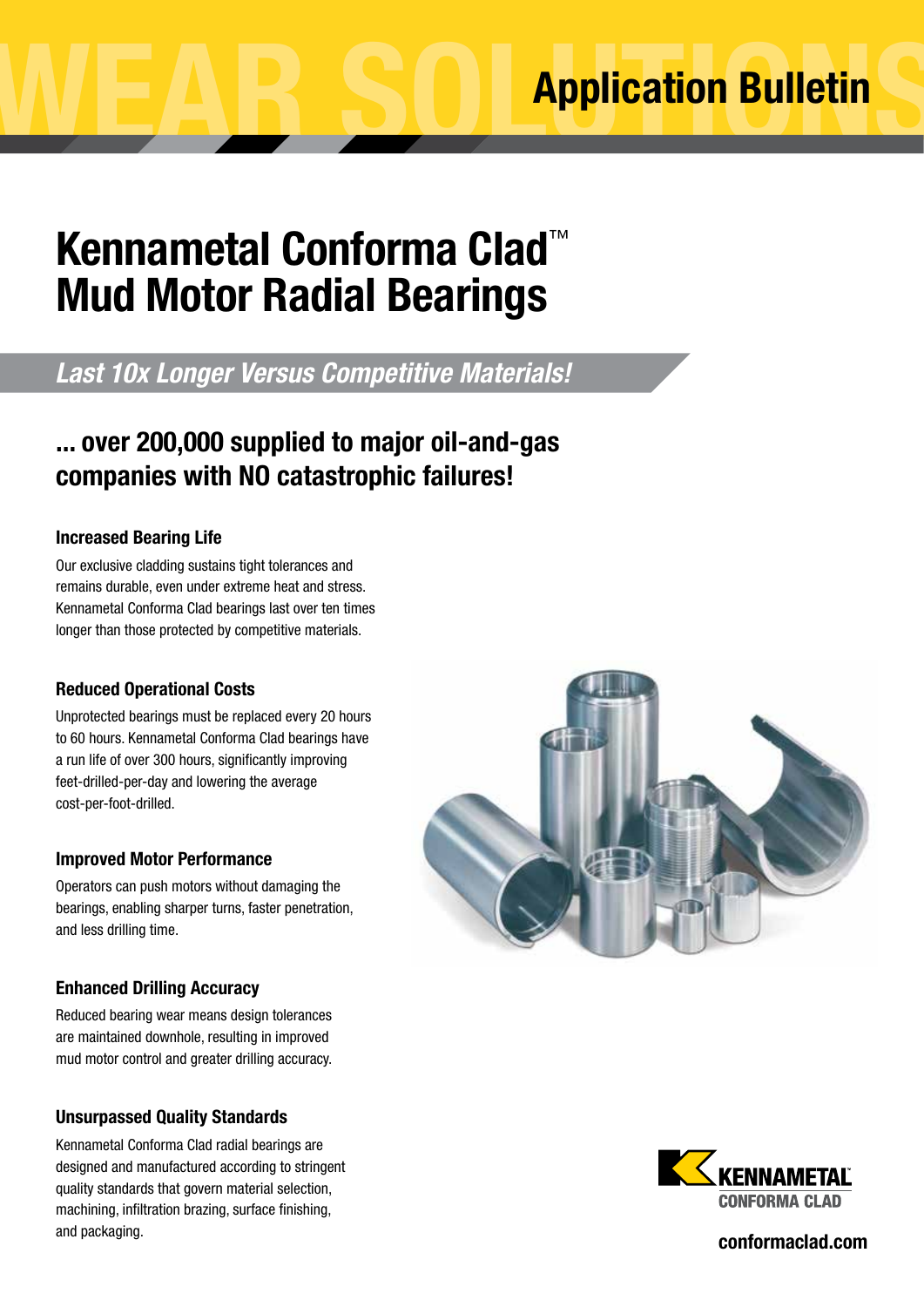Application Bulletin

# Kennametal Conforma Clad™ Mud Motor Radial Bearings

*Last 10x Longer Versus Competitive Materials!*

## ... over 200,000 supplied to major oil-and-gas companies with NO catastrophic failures!

### Increased Bearing Life

Our exclusive cladding sustains tight tolerances and remains durable, even under extreme heat and stress. Kennametal Conforma Clad bearings last over ten times longer than those protected by competitive materials.

### Reduced Operational Costs

Unprotected bearings must be replaced every 20 hours to 60 hours. Kennametal Conforma Clad bearings have a run life of over 300 hours, significantly improving feet-drilled-per-day and lowering the average cost-per-foot-drilled.

### Improved Motor Performance

Operators can push motors without damaging the bearings, enabling sharper turns, faster penetration, and less drilling time.

### Enhanced Drilling Accuracy

Reduced bearing wear means design tolerances are maintained downhole, resulting in improved mud motor control and greater drilling accuracy.

### Unsurpassed Quality Standards

Kennametal Conforma Clad radial bearings are designed and manufactured according to stringent quality standards that govern material selection, machining, infiltration brazing, surface finishing, and packaging.

KENNAMETAL CONFORMA CLAD

conformaclad.com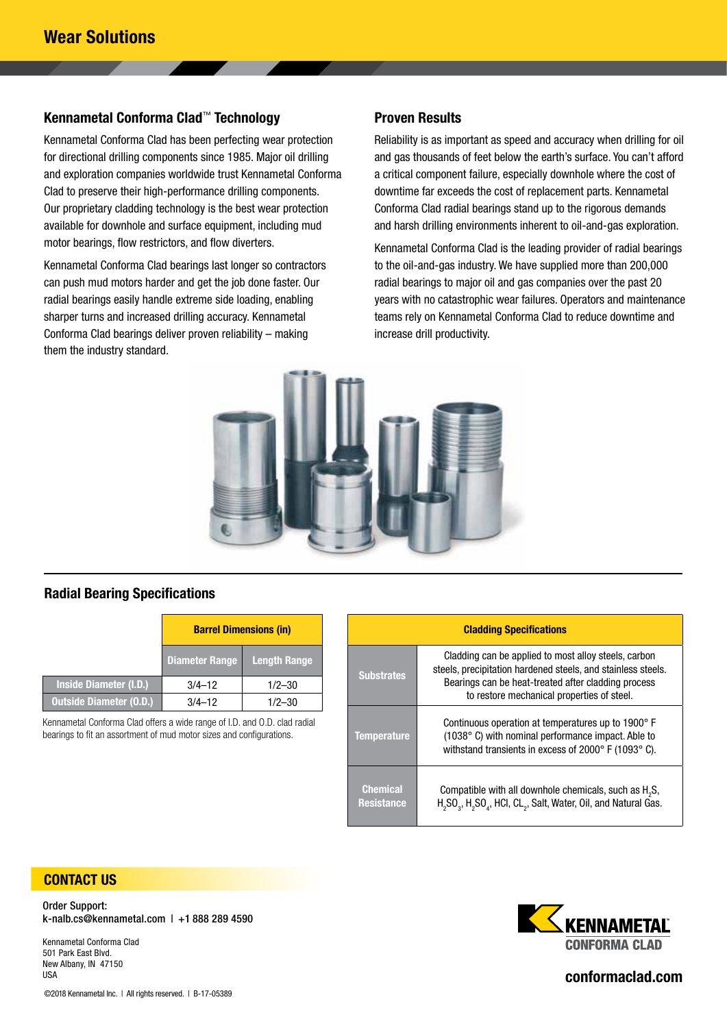# Wear Solutions

## Kennametal Conforma Clad™ Technology

Kennametal Conforma Clad has been perfecting wear protection for directional drilling components since 1985. Major oil drilling and exploration companies worldwide trust Kennametal Conforma Clad to preserve their high-performance drilling components. Our proprietary cladding technology is the best wear protection available for downhole and surface equipment, including mud motor bearings, flow restrictors, and flow diverters.

Kennametal Conforma Clad bearings last longer so contractors can push mud motors harder and get the job done faster. Our radial bearings easily handle extreme side loading, enabling sharper turns and increased drilling accuracy. Kennametal Conforma Clad bearings deliver proven reliability – making them the industry standard.

## Proven Results

Reliability is as important as speed and accuracy when drilling for oil and gas thousands of feet below the earth's surface. You can't afford a critical component failure, especially downhole where the cost of downtime far exceeds the cost of replacement parts. Kennametal Conforma Clad radial bearings stand up to the rigorous demands and harsh drilling environments inherent to oil-and-gas exploration.

Kennametal Conforma Clad is the leading provider of radial bearings to the oil-and-gas industry. We have supplied more than 200,000 radial bearings to major oil and gas companies over the past 20 years with no catastrophic wear failures. Operators and maintenance teams rely on Kennametal Conforma Clad to reduce downtime and increase drill productivity.

## Radial Bearing Specifications

| | Barrel Dimensions (in) | |
|---|---|---|
| | Diameter Range | Length Range |
| Inside Diameter (I.D.) | 3/4–12 | 1/2–30 |
| Outside Diameter (O.D.) | 3/4–12 | 1/2–30 |

Kennametal Conforma Clad offers a wide range of I.D. and O.D. clad radial bearings to fit an assortment of mud motor sizes and configurations.

| Cladding Specifications | |
|---|---|
| Substrates | Cladding can be applied to most alloy steels, carbon steels, precipitation hardened steels, and stainless steels. Bearings can be heat-treated after cladding process to restore mechanical properties of steel. |
| Temperature | Continuous operation at temperatures up to 1900° F (1038° C) with nominal performance impact. Able to withstand transients in excess of 2000° F (1093° C). |
| Chemical Resistance | Compatible with all downhole chemicals, such as $H_2S$, $H_2SO_3$, $H_2SO_4$, HCl, $CL_2$, Salt, Water, Oil, and Natural Gas. |

## CONTACT US

**Order Support:**
k-nalb.cs@kennametal.com | +1 888 289 4590

Kennametal Conforma Clad
501 Park East Blvd.
New Albany, IN 47150
USA

KENNAMETAL CONFORMA CLAD

conformaclad.com

©2018 Kennametal Inc. | All rights reserved. | B-17-05389